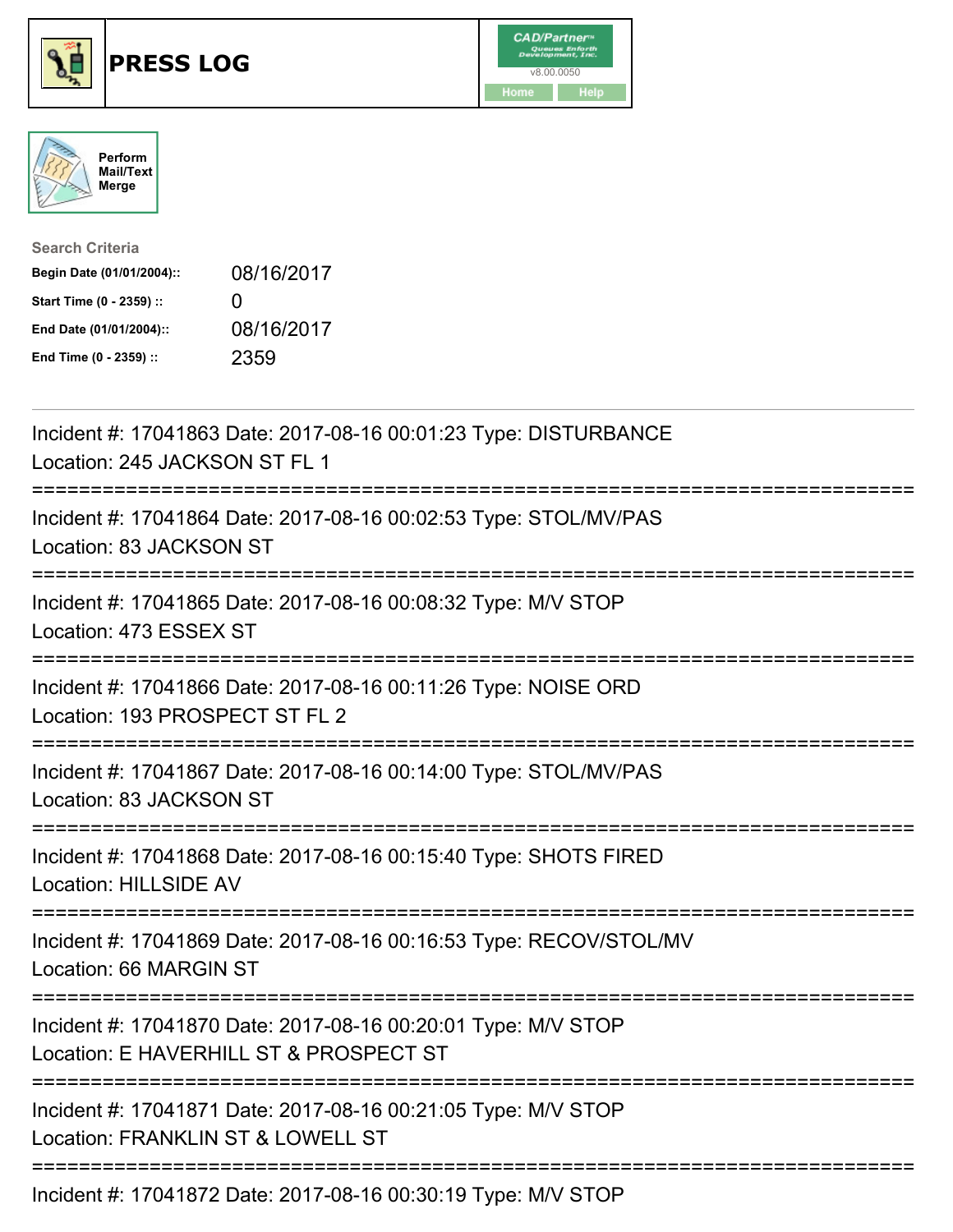# PRESS LOG

Perform Mail/Text Merge

**Search Criteria**

| | |
|---|---|
| **Begin Date (01/01/2004)::** | 08/16/2017 |
| **Start Time (0 - 2359) ::** | 0 |
| **End Date (01/01/2004)::** | 08/16/2017 |
| **End Time (0 - 2359) ::** | 2359 |

Incident #: 17041863 Date: 2017-08-16 00:01:23 Type: DISTURBANCE
Location: 245 JACKSON ST FL 1

===========================================================================

Incident #: 17041864 Date: 2017-08-16 00:02:53 Type: STOL/MV/PAS
Location: 83 JACKSON ST

===========================================================================

Incident #: 17041865 Date: 2017-08-16 00:08:32 Type: M/V STOP
Location: 473 ESSEX ST

===========================================================================

Incident #: 17041866 Date: 2017-08-16 00:11:26 Type: NOISE ORD
Location: 193 PROSPECT ST FL 2

===========================================================================

Incident #: 17041867 Date: 2017-08-16 00:14:00 Type: STOL/MV/PAS
Location: 83 JACKSON ST

===========================================================================

Incident #: 17041868 Date: 2017-08-16 00:15:40 Type: SHOTS FIRED
Location: HILLSIDE AV

===========================================================================

Incident #: 17041869 Date: 2017-08-16 00:16:53 Type: RECOV/STOL/MV
Location: 66 MARGIN ST

===========================================================================

Incident #: 17041870 Date: 2017-08-16 00:20:01 Type: M/V STOP
Location: E HAVERHILL ST & PROSPECT ST

===========================================================================

Incident #: 17041871 Date: 2017-08-16 00:21:05 Type: M/V STOP
Location: FRANKLIN ST & LOWELL ST

===========================================================================

Incident #: 17041872 Date: 2017-08-16 00:30:19 Type: M/V STOP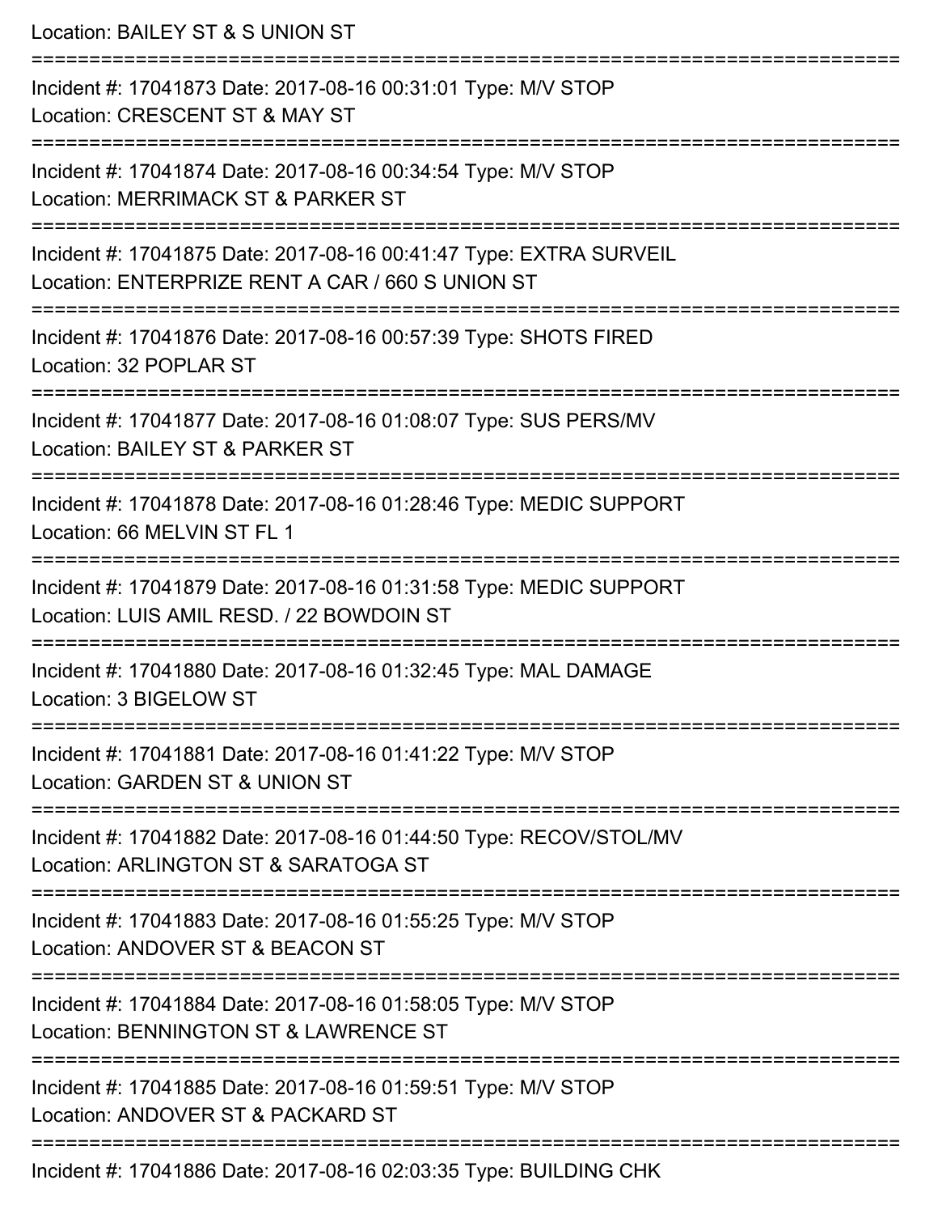Location: BAILEY ST & S UNION ST

===========================================================================

Incident #: 17041873 Date: 2017-08-16 00:31:01 Type: M/V STOP
Location: CRESCENT ST & MAY ST

===========================================================================

Incident #: 17041874 Date: 2017-08-16 00:34:54 Type: M/V STOP
Location: MERRIMACK ST & PARKER ST

===========================================================================

Incident #: 17041875 Date: 2017-08-16 00:41:47 Type: EXTRA SURVEIL
Location: ENTERPRIZE RENT A CAR / 660 S UNION ST

===========================================================================

Incident #: 17041876 Date: 2017-08-16 00:57:39 Type: SHOTS FIRED
Location: 32 POPLAR ST

===========================================================================

Incident #: 17041877 Date: 2017-08-16 01:08:07 Type: SUS PERS/MV
Location: BAILEY ST & PARKER ST

===========================================================================

Incident #: 17041878 Date: 2017-08-16 01:28:46 Type: MEDIC SUPPORT
Location: 66 MELVIN ST FL 1

===========================================================================

Incident #: 17041879 Date: 2017-08-16 01:31:58 Type: MEDIC SUPPORT
Location: LUIS AMIL RESD. / 22 BOWDOIN ST

===========================================================================

Incident #: 17041880 Date: 2017-08-16 01:32:45 Type: MAL DAMAGE
Location: 3 BIGELOW ST

===========================================================================

Incident #: 17041881 Date: 2017-08-16 01:41:22 Type: M/V STOP
Location: GARDEN ST & UNION ST

===========================================================================

Incident #: 17041882 Date: 2017-08-16 01:44:50 Type: RECOV/STOL/MV
Location: ARLINGTON ST & SARATOGA ST

===========================================================================

Incident #: 17041883 Date: 2017-08-16 01:55:25 Type: M/V STOP
Location: ANDOVER ST & BEACON ST

===========================================================================

Incident #: 17041884 Date: 2017-08-16 01:58:05 Type: M/V STOP
Location: BENNINGTON ST & LAWRENCE ST

===========================================================================

Incident #: 17041885 Date: 2017-08-16 01:59:51 Type: M/V STOP
Location: ANDOVER ST & PACKARD ST

===========================================================================

Incident #: 17041886 Date: 2017-08-16 02:03:35 Type: BUILDING CHK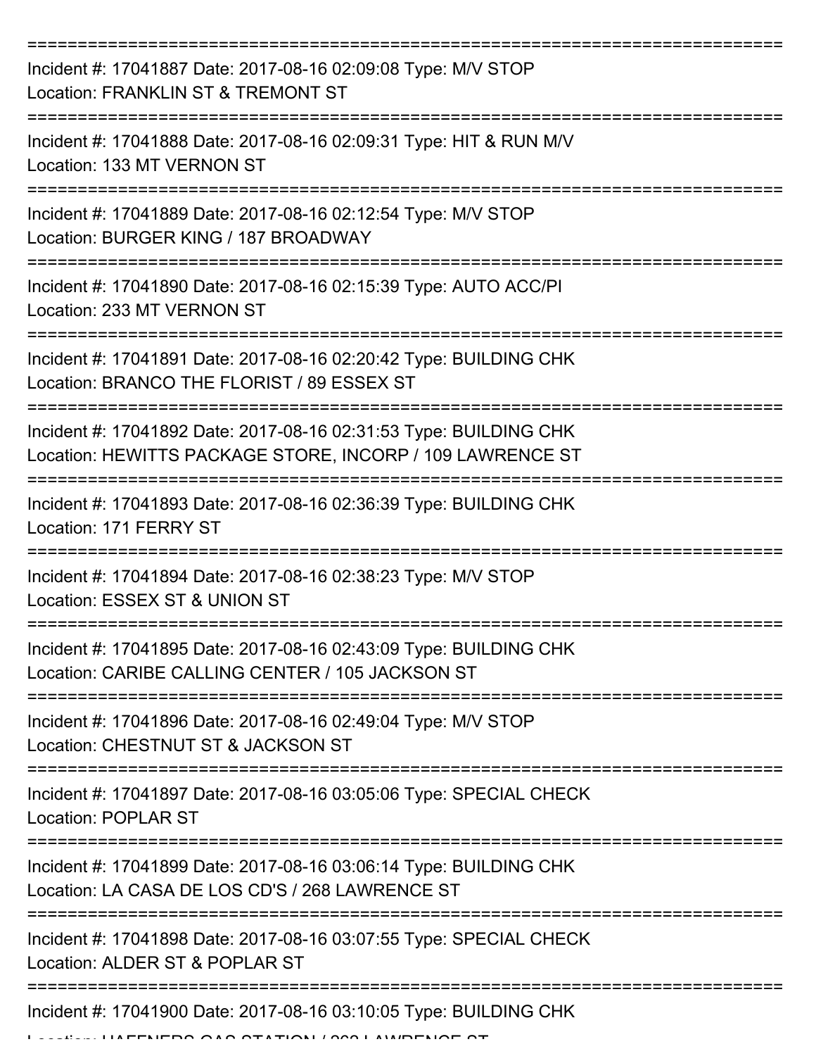Incident #: 17041887 Date: 2017-08-16 02:09:08 Type: M/V STOP
Location: FRANKLIN ST & TREMONT ST

Incident #: 17041888 Date: 2017-08-16 02:09:31 Type: HIT & RUN M/V
Location: 133 MT VERNON ST

Incident #: 17041889 Date: 2017-08-16 02:12:54 Type: M/V STOP
Location: BURGER KING / 187 BROADWAY

Incident #: 17041890 Date: 2017-08-16 02:15:39 Type: AUTO ACC/PI
Location: 233 MT VERNON ST

Incident #: 17041891 Date: 2017-08-16 02:20:42 Type: BUILDING CHK
Location: BRANCO THE FLORIST / 89 ESSEX ST

Incident #: 17041892 Date: 2017-08-16 02:31:53 Type: BUILDING CHK
Location: HEWITTS PACKAGE STORE, INCORP / 109 LAWRENCE ST

Incident #: 17041893 Date: 2017-08-16 02:36:39 Type: BUILDING CHK
Location: 171 FERRY ST

Incident #: 17041894 Date: 2017-08-16 02:38:23 Type: M/V STOP
Location: ESSEX ST & UNION ST

Incident #: 17041895 Date: 2017-08-16 02:43:09 Type: BUILDING CHK
Location: CARIBE CALLING CENTER / 105 JACKSON ST

Incident #: 17041896 Date: 2017-08-16 02:49:04 Type: M/V STOP
Location: CHESTNUT ST & JACKSON ST

Incident #: 17041897 Date: 2017-08-16 03:05:06 Type: SPECIAL CHECK
Location: POPLAR ST

Incident #: 17041899 Date: 2017-08-16 03:06:14 Type: BUILDING CHK
Location: LA CASA DE LOS CD'S / 268 LAWRENCE ST

Incident #: 17041898 Date: 2017-08-16 03:07:55 Type: SPECIAL CHECK
Location: ALDER ST & POPLAR ST

Incident #: 17041900 Date: 2017-08-16 03:10:05 Type: BUILDING CHK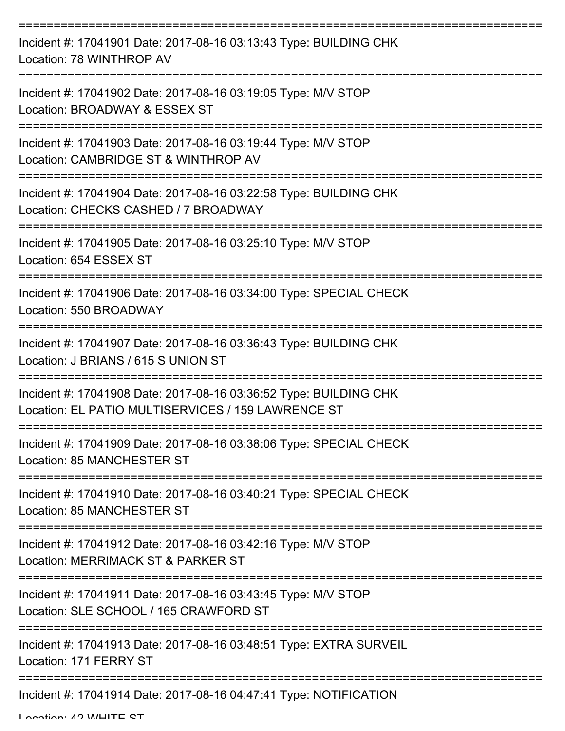===========================================================================

Incident #: 17041901 Date: 2017-08-16 03:13:43 Type: BUILDING CHK
Location: 78 WINTHROP AV

===========================================================================

Incident #: 17041902 Date: 2017-08-16 03:19:05 Type: M/V STOP
Location: BROADWAY & ESSEX ST

===========================================================================

Incident #: 17041903 Date: 2017-08-16 03:19:44 Type: M/V STOP
Location: CAMBRIDGE ST & WINTHROP AV

===========================================================================

Incident #: 17041904 Date: 2017-08-16 03:22:58 Type: BUILDING CHK
Location: CHECKS CASHED / 7 BROADWAY

===========================================================================

Incident #: 17041905 Date: 2017-08-16 03:25:10 Type: M/V STOP
Location: 654 ESSEX ST

===========================================================================

Incident #: 17041906 Date: 2017-08-16 03:34:00 Type: SPECIAL CHECK
Location: 550 BROADWAY

===========================================================================

Incident #: 17041907 Date: 2017-08-16 03:36:43 Type: BUILDING CHK
Location: J BRIANS / 615 S UNION ST

===========================================================================

Incident #: 17041908 Date: 2017-08-16 03:36:52 Type: BUILDING CHK
Location: EL PATIO MULTISERVICES / 159 LAWRENCE ST

===========================================================================

Incident #: 17041909 Date: 2017-08-16 03:38:06 Type: SPECIAL CHECK
Location: 85 MANCHESTER ST

===========================================================================

Incident #: 17041910 Date: 2017-08-16 03:40:21 Type: SPECIAL CHECK
Location: 85 MANCHESTER ST

===========================================================================

Incident #: 17041912 Date: 2017-08-16 03:42:16 Type: M/V STOP
Location: MERRIMACK ST & PARKER ST

===========================================================================

Incident #: 17041911 Date: 2017-08-16 03:43:45 Type: M/V STOP
Location: SLE SCHOOL / 165 CRAWFORD ST

===========================================================================

Incident #: 17041913 Date: 2017-08-16 03:48:51 Type: EXTRA SURVEIL
Location: 171 FERRY ST

===========================================================================

Incident #: 17041914 Date: 2017-08-16 04:47:41 Type: NOTIFICATION
Location: 42 WHITE ST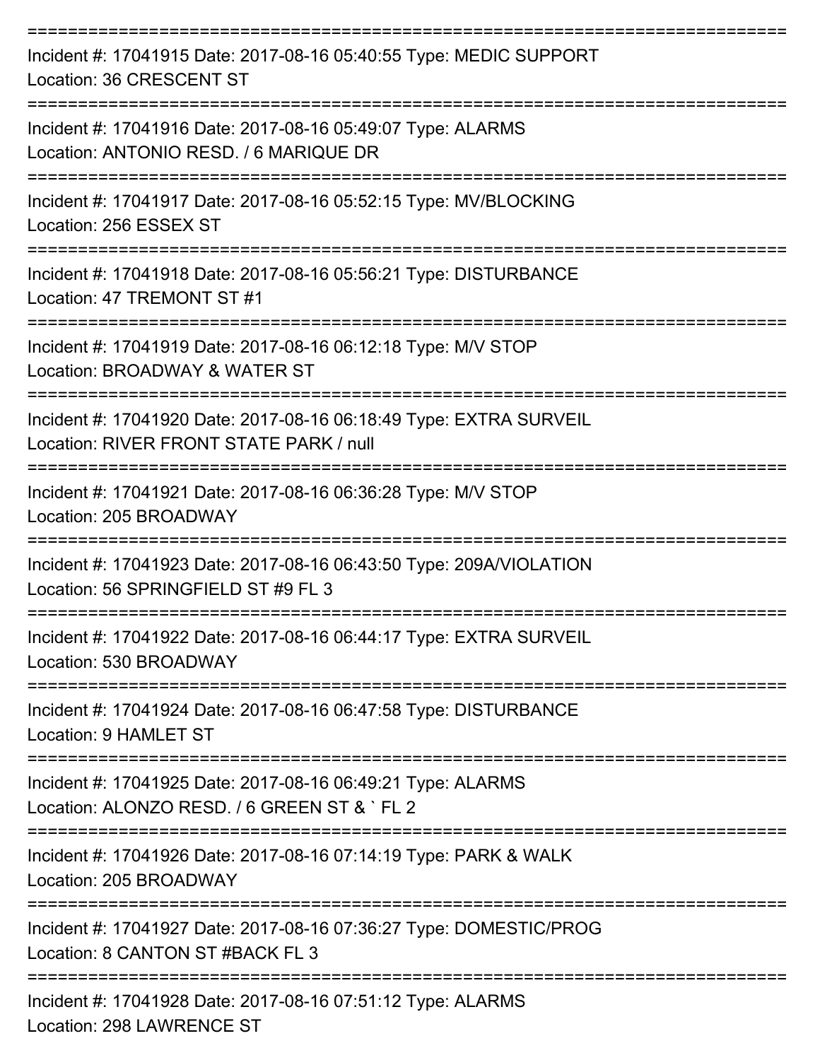===========================================================================
Incident #: 17041915 Date: 2017-08-16 05:40:55 Type: MEDIC SUPPORT
Location: 36 CRESCENT ST
===========================================================================
Incident #: 17041916 Date: 2017-08-16 05:49:07 Type: ALARMS
Location: ANTONIO RESD. / 6 MARIQUE DR
===========================================================================
Incident #: 17041917 Date: 2017-08-16 05:52:15 Type: MV/BLOCKING
Location: 256 ESSEX ST
===========================================================================
Incident #: 17041918 Date: 2017-08-16 05:56:21 Type: DISTURBANCE
Location: 47 TREMONT ST #1
===========================================================================
Incident #: 17041919 Date: 2017-08-16 06:12:18 Type: M/V STOP
Location: BROADWAY & WATER ST
===========================================================================
Incident #: 17041920 Date: 2017-08-16 06:18:49 Type: EXTRA SURVEIL
Location: RIVER FRONT STATE PARK / null
===========================================================================
Incident #: 17041921 Date: 2017-08-16 06:36:28 Type: M/V STOP
Location: 205 BROADWAY
===========================================================================
Incident #: 17041923 Date: 2017-08-16 06:43:50 Type: 209A/VIOLATION
Location: 56 SPRINGFIELD ST #9 FL 3
===========================================================================
Incident #: 17041922 Date: 2017-08-16 06:44:17 Type: EXTRA SURVEIL
Location: 530 BROADWAY
===========================================================================
Incident #: 17041924 Date: 2017-08-16 06:47:58 Type: DISTURBANCE
Location: 9 HAMLET ST
===========================================================================
Incident #: 17041925 Date: 2017-08-16 06:49:21 Type: ALARMS
Location: ALONZO RESD. / 6 GREEN ST & ` FL 2
===========================================================================
Incident #: 17041926 Date: 2017-08-16 07:14:19 Type: PARK & WALK
Location: 205 BROADWAY
===========================================================================
Incident #: 17041927 Date: 2017-08-16 07:36:27 Type: DOMESTIC/PROG
Location: 8 CANTON ST #BACK FL 3
===========================================================================
Incident #: 17041928 Date: 2017-08-16 07:51:12 Type: ALARMS
Location: 298 LAWRENCE ST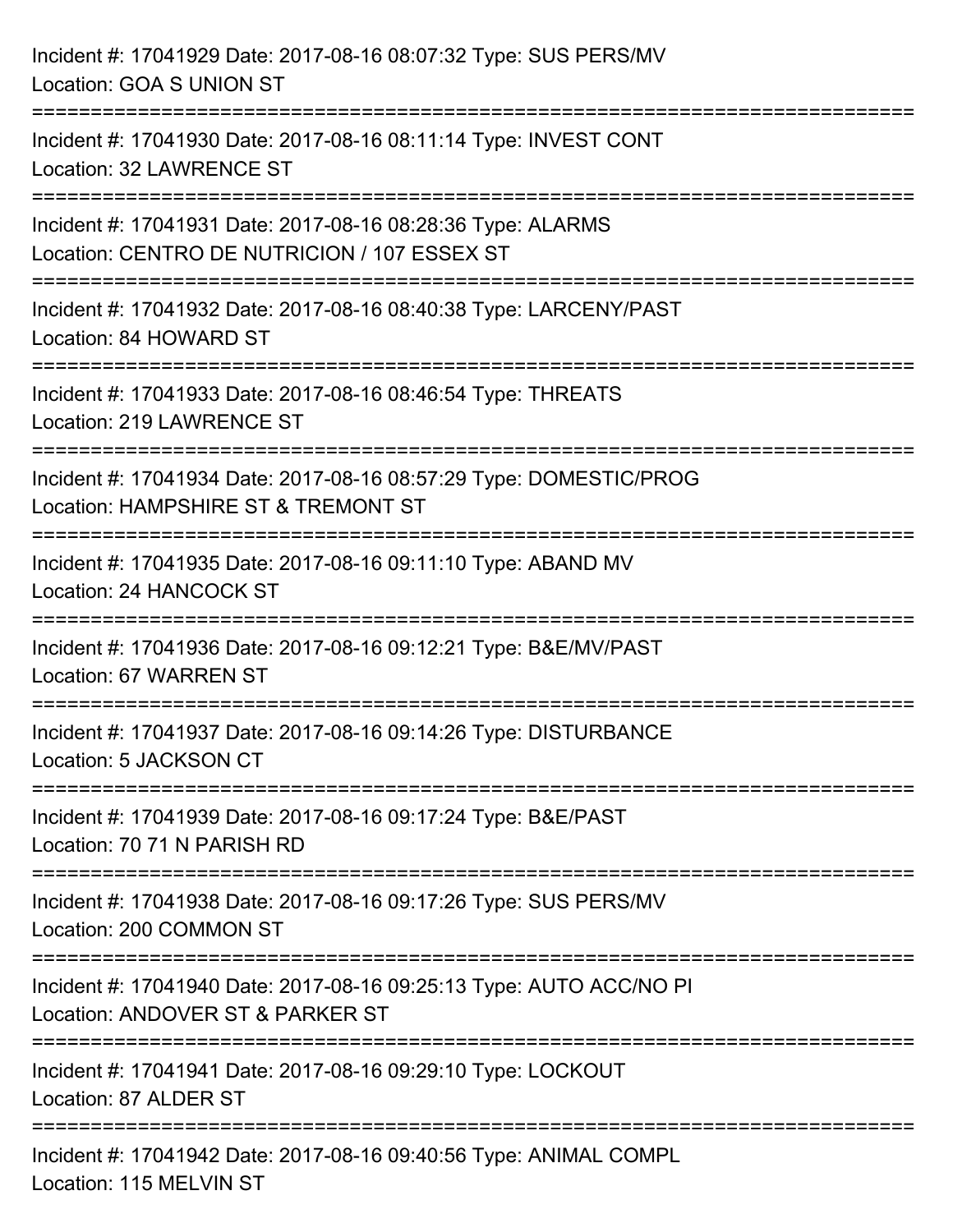Incident #: 17041929 Date: 2017-08-16 08:07:32 Type: SUS PERS/MV
Location: GOA S UNION ST

===========================================================================

Incident #: 17041930 Date: 2017-08-16 08:11:14 Type: INVEST CONT
Location: 32 LAWRENCE ST

===========================================================================

Incident #: 17041931 Date: 2017-08-16 08:28:36 Type: ALARMS
Location: CENTRO DE NUTRICION / 107 ESSEX ST

===========================================================================

Incident #: 17041932 Date: 2017-08-16 08:40:38 Type: LARCENY/PAST
Location: 84 HOWARD ST

===========================================================================

Incident #: 17041933 Date: 2017-08-16 08:46:54 Type: THREATS
Location: 219 LAWRENCE ST

===========================================================================

Incident #: 17041934 Date: 2017-08-16 08:57:29 Type: DOMESTIC/PROG
Location: HAMPSHIRE ST & TREMONT ST

===========================================================================

Incident #: 17041935 Date: 2017-08-16 09:11:10 Type: ABAND MV
Location: 24 HANCOCK ST

===========================================================================

Incident #: 17041936 Date: 2017-08-16 09:12:21 Type: B&E/MV/PAST
Location: 67 WARREN ST

===========================================================================

Incident #: 17041937 Date: 2017-08-16 09:14:26 Type: DISTURBANCE
Location: 5 JACKSON CT

===========================================================================

Incident #: 17041939 Date: 2017-08-16 09:17:24 Type: B&E/PAST
Location: 70 71 N PARISH RD

===========================================================================

Incident #: 17041938 Date: 2017-08-16 09:17:26 Type: SUS PERS/MV
Location: 200 COMMON ST

===========================================================================

Incident #: 17041940 Date: 2017-08-16 09:25:13 Type: AUTO ACC/NO PI
Location: ANDOVER ST & PARKER ST

===========================================================================

Incident #: 17041941 Date: 2017-08-16 09:29:10 Type: LOCKOUT
Location: 87 ALDER ST

===========================================================================

Incident #: 17041942 Date: 2017-08-16 09:40:56 Type: ANIMAL COMPL
Location: 115 MELVIN ST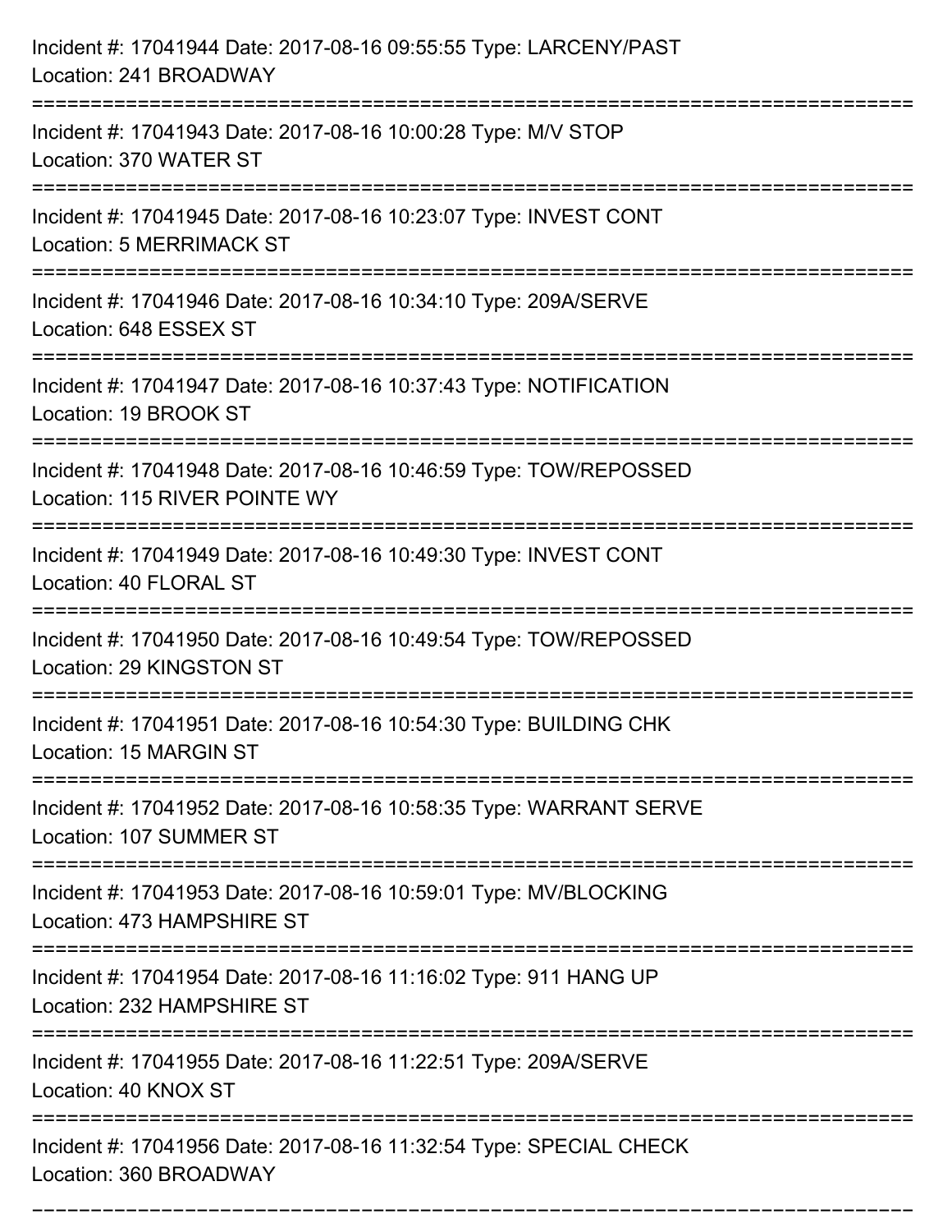Incident #: 17041944 Date: 2017-08-16 09:55:55 Type: LARCENY/PAST
Location: 241 BROADWAY

===========================================================================

Incident #: 17041943 Date: 2017-08-16 10:00:28 Type: M/V STOP
Location: 370 WATER ST

===========================================================================

Incident #: 17041945 Date: 2017-08-16 10:23:07 Type: INVEST CONT
Location: 5 MERRIMACK ST

===========================================================================

Incident #: 17041946 Date: 2017-08-16 10:34:10 Type: 209A/SERVE
Location: 648 ESSEX ST

===========================================================================

Incident #: 17041947 Date: 2017-08-16 10:37:43 Type: NOTIFICATION
Location: 19 BROOK ST

===========================================================================

Incident #: 17041948 Date: 2017-08-16 10:46:59 Type: TOW/REPOSSED
Location: 115 RIVER POINTE WY

===========================================================================

Incident #: 17041949 Date: 2017-08-16 10:49:30 Type: INVEST CONT
Location: 40 FLORAL ST

===========================================================================

Incident #: 17041950 Date: 2017-08-16 10:49:54 Type: TOW/REPOSSED
Location: 29 KINGSTON ST

===========================================================================

Incident #: 17041951 Date: 2017-08-16 10:54:30 Type: BUILDING CHK
Location: 15 MARGIN ST

===========================================================================

Incident #: 17041952 Date: 2017-08-16 10:58:35 Type: WARRANT SERVE
Location: 107 SUMMER ST

===========================================================================

Incident #: 17041953 Date: 2017-08-16 10:59:01 Type: MV/BLOCKING
Location: 473 HAMPSHIRE ST

===========================================================================

Incident #: 17041954 Date: 2017-08-16 11:16:02 Type: 911 HANG UP
Location: 232 HAMPSHIRE ST

===========================================================================

Incident #: 17041955 Date: 2017-08-16 11:22:51 Type: 209A/SERVE
Location: 40 KNOX ST

===========================================================================

Incident #: 17041956 Date: 2017-08-16 11:32:54 Type: SPECIAL CHECK
Location: 360 BROADWAY

===========================================================================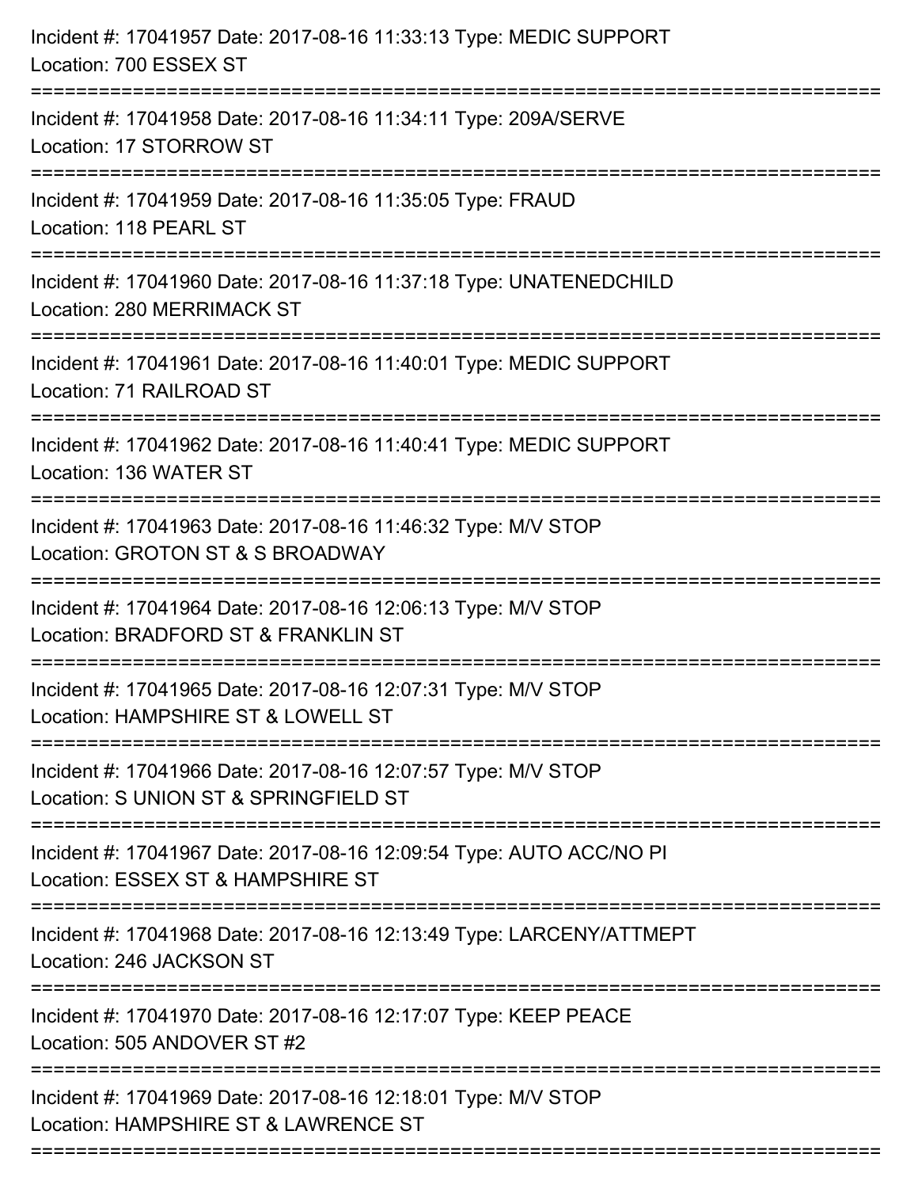Incident #: 17041957 Date: 2017-08-16 11:33:13 Type: MEDIC SUPPORT
Location: 700 ESSEX ST

===========================================================================

Incident #: 17041958 Date: 2017-08-16 11:34:11 Type: 209A/SERVE
Location: 17 STORROW ST

===========================================================================

Incident #: 17041959 Date: 2017-08-16 11:35:05 Type: FRAUD
Location: 118 PEARL ST

===========================================================================

Incident #: 17041960 Date: 2017-08-16 11:37:18 Type: UNATENEDCHILD
Location: 280 MERRIMACK ST

===========================================================================

Incident #: 17041961 Date: 2017-08-16 11:40:01 Type: MEDIC SUPPORT
Location: 71 RAILROAD ST

===========================================================================

Incident #: 17041962 Date: 2017-08-16 11:40:41 Type: MEDIC SUPPORT
Location: 136 WATER ST

===========================================================================

Incident #: 17041963 Date: 2017-08-16 11:46:32 Type: M/V STOP
Location: GROTON ST & S BROADWAY

===========================================================================

Incident #: 17041964 Date: 2017-08-16 12:06:13 Type: M/V STOP
Location: BRADFORD ST & FRANKLIN ST

===========================================================================

Incident #: 17041965 Date: 2017-08-16 12:07:31 Type: M/V STOP
Location: HAMPSHIRE ST & LOWELL ST

===========================================================================

Incident #: 17041966 Date: 2017-08-16 12:07:57 Type: M/V STOP
Location: S UNION ST & SPRINGFIELD ST

===========================================================================

Incident #: 17041967 Date: 2017-08-16 12:09:54 Type: AUTO ACC/NO PI
Location: ESSEX ST & HAMPSHIRE ST

===========================================================================

Incident #: 17041968 Date: 2017-08-16 12:13:49 Type: LARCENY/ATTMEPT
Location: 246 JACKSON ST

===========================================================================

Incident #: 17041970 Date: 2017-08-16 12:17:07 Type: KEEP PEACE
Location: 505 ANDOVER ST #2

===========================================================================

Incident #: 17041969 Date: 2017-08-16 12:18:01 Type: M/V STOP
Location: HAMPSHIRE ST & LAWRENCE ST

===========================================================================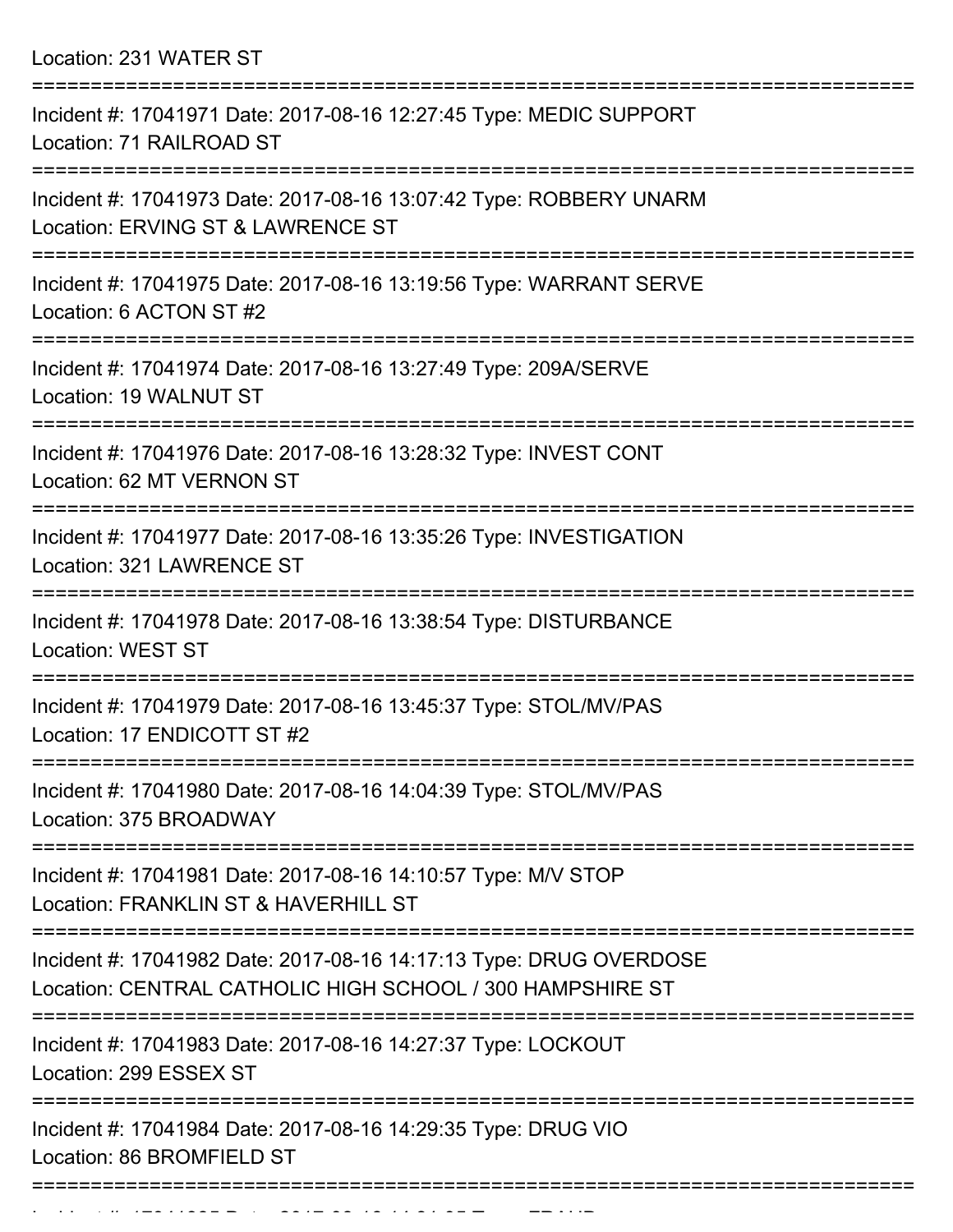Location: 231 WATER ST

===========================================================================

Incident #: 17041971 Date: 2017-08-16 12:27:45 Type: MEDIC SUPPORT
Location: 71 RAILROAD ST

===========================================================================

Incident #: 17041973 Date: 2017-08-16 13:07:42 Type: ROBBERY UNARM
Location: ERVING ST & LAWRENCE ST

===========================================================================

Incident #: 17041975 Date: 2017-08-16 13:19:56 Type: WARRANT SERVE
Location: 6 ACTON ST #2

===========================================================================

Incident #: 17041974 Date: 2017-08-16 13:27:49 Type: 209A/SERVE
Location: 19 WALNUT ST

===========================================================================

Incident #: 17041976 Date: 2017-08-16 13:28:32 Type: INVEST CONT
Location: 62 MT VERNON ST

===========================================================================

Incident #: 17041977 Date: 2017-08-16 13:35:26 Type: INVESTIGATION
Location: 321 LAWRENCE ST

===========================================================================

Incident #: 17041978 Date: 2017-08-16 13:38:54 Type: DISTURBANCE
Location: WEST ST

===========================================================================

Incident #: 17041979 Date: 2017-08-16 13:45:37 Type: STOL/MV/PAS
Location: 17 ENDICOTT ST #2

===========================================================================

Incident #: 17041980 Date: 2017-08-16 14:04:39 Type: STOL/MV/PAS
Location: 375 BROADWAY

===========================================================================

Incident #: 17041981 Date: 2017-08-16 14:10:57 Type: M/V STOP
Location: FRANKLIN ST & HAVERHILL ST

===========================================================================

Incident #: 17041982 Date: 2017-08-16 14:17:13 Type: DRUG OVERDOSE
Location: CENTRAL CATHOLIC HIGH SCHOOL / 300 HAMPSHIRE ST

===========================================================================

Incident #: 17041983 Date: 2017-08-16 14:27:37 Type: LOCKOUT
Location: 299 ESSEX ST

===========================================================================

Incident #: 17041984 Date: 2017-08-16 14:29:35 Type: DRUG VIO
Location: 86 BROMFIELD ST

===========================================================================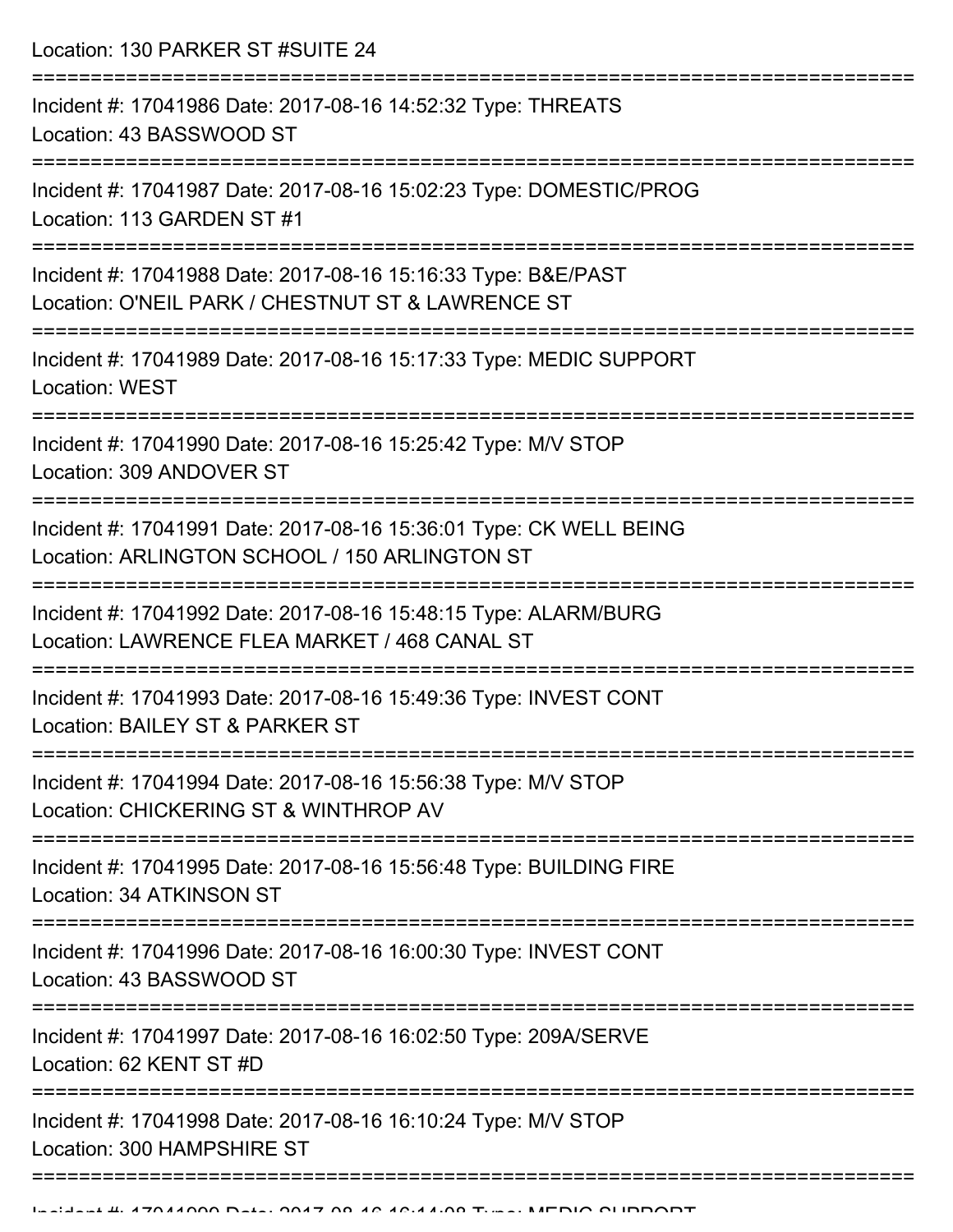Location: 130 PARKER ST #SUITE 24

===========================================================================

Incident #: 17041986 Date: 2017-08-16 14:52:32 Type: THREATS
Location: 43 BASSWOOD ST

===========================================================================

Incident #: 17041987 Date: 2017-08-16 15:02:23 Type: DOMESTIC/PROG
Location: 113 GARDEN ST #1

===========================================================================

Incident #: 17041988 Date: 2017-08-16 15:16:33 Type: B&E/PAST
Location: O'NEIL PARK / CHESTNUT ST & LAWRENCE ST

===========================================================================

Incident #: 17041989 Date: 2017-08-16 15:17:33 Type: MEDIC SUPPORT
Location: WEST

===========================================================================

Incident #: 17041990 Date: 2017-08-16 15:25:42 Type: M/V STOP
Location: 309 ANDOVER ST

===========================================================================

Incident #: 17041991 Date: 2017-08-16 15:36:01 Type: CK WELL BEING
Location: ARLINGTON SCHOOL / 150 ARLINGTON ST

===========================================================================

Incident #: 17041992 Date: 2017-08-16 15:48:15 Type: ALARM/BURG
Location: LAWRENCE FLEA MARKET / 468 CANAL ST

===========================================================================

Incident #: 17041993 Date: 2017-08-16 15:49:36 Type: INVEST CONT
Location: BAILEY ST & PARKER ST

===========================================================================

Incident #: 17041994 Date: 2017-08-16 15:56:38 Type: M/V STOP
Location: CHICKERING ST & WINTHROP AV

===========================================================================

Incident #: 17041995 Date: 2017-08-16 15:56:48 Type: BUILDING FIRE
Location: 34 ATKINSON ST

===========================================================================

Incident #: 17041996 Date: 2017-08-16 16:00:30 Type: INVEST CONT
Location: 43 BASSWOOD ST

===========================================================================

Incident #: 17041997 Date: 2017-08-16 16:02:50 Type: 209A/SERVE
Location: 62 KENT ST #D

===========================================================================

Incident #: 17041998 Date: 2017-08-16 16:10:24 Type: M/V STOP
Location: 300 HAMPSHIRE ST

===========================================================================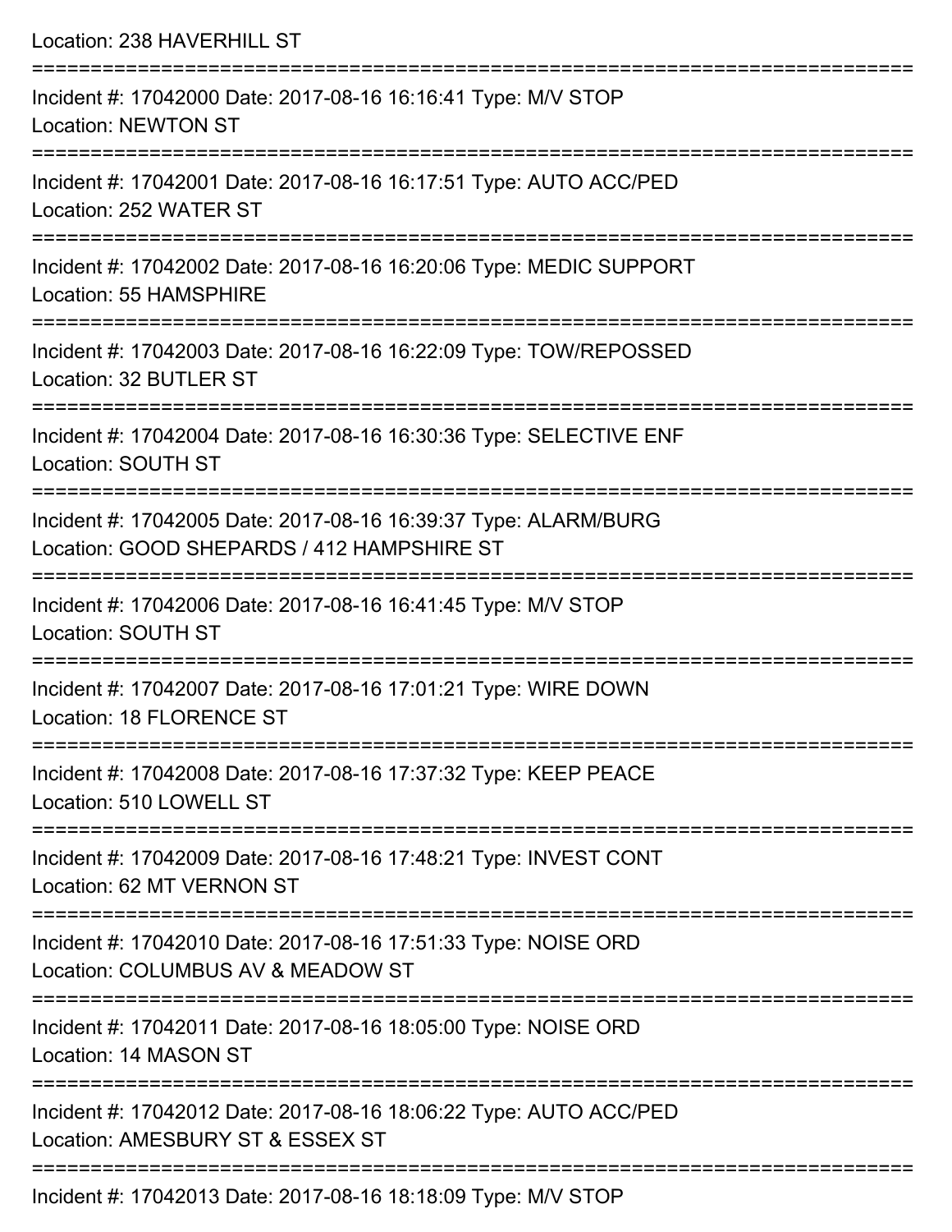Location: 238 HAVERHILL ST

===========================================================================

Incident #: 17042000 Date: 2017-08-16 16:16:41 Type: M/V STOP
Location: NEWTON ST

===========================================================================

Incident #: 17042001 Date: 2017-08-16 16:17:51 Type: AUTO ACC/PED
Location: 252 WATER ST

===========================================================================

Incident #: 17042002 Date: 2017-08-16 16:20:06 Type: MEDIC SUPPORT
Location: 55 HAMSPHIRE

===========================================================================

Incident #: 17042003 Date: 2017-08-16 16:22:09 Type: TOW/REPOSSED
Location: 32 BUTLER ST

===========================================================================

Incident #: 17042004 Date: 2017-08-16 16:30:36 Type: SELECTIVE ENF
Location: SOUTH ST

===========================================================================

Incident #: 17042005 Date: 2017-08-16 16:39:37 Type: ALARM/BURG
Location: GOOD SHEPARDS / 412 HAMPSHIRE ST

===========================================================================

Incident #: 17042006 Date: 2017-08-16 16:41:45 Type: M/V STOP
Location: SOUTH ST

===========================================================================

Incident #: 17042007 Date: 2017-08-16 17:01:21 Type: WIRE DOWN
Location: 18 FLORENCE ST

===========================================================================

Incident #: 17042008 Date: 2017-08-16 17:37:32 Type: KEEP PEACE
Location: 510 LOWELL ST

===========================================================================

Incident #: 17042009 Date: 2017-08-16 17:48:21 Type: INVEST CONT
Location: 62 MT VERNON ST

===========================================================================

Incident #: 17042010 Date: 2017-08-16 17:51:33 Type: NOISE ORD
Location: COLUMBUS AV & MEADOW ST

===========================================================================

Incident #: 17042011 Date: 2017-08-16 18:05:00 Type: NOISE ORD
Location: 14 MASON ST

===========================================================================

Incident #: 17042012 Date: 2017-08-16 18:06:22 Type: AUTO ACC/PED
Location: AMESBURY ST & ESSEX ST

===========================================================================

Incident #: 17042013 Date: 2017-08-16 18:18:09 Type: M/V STOP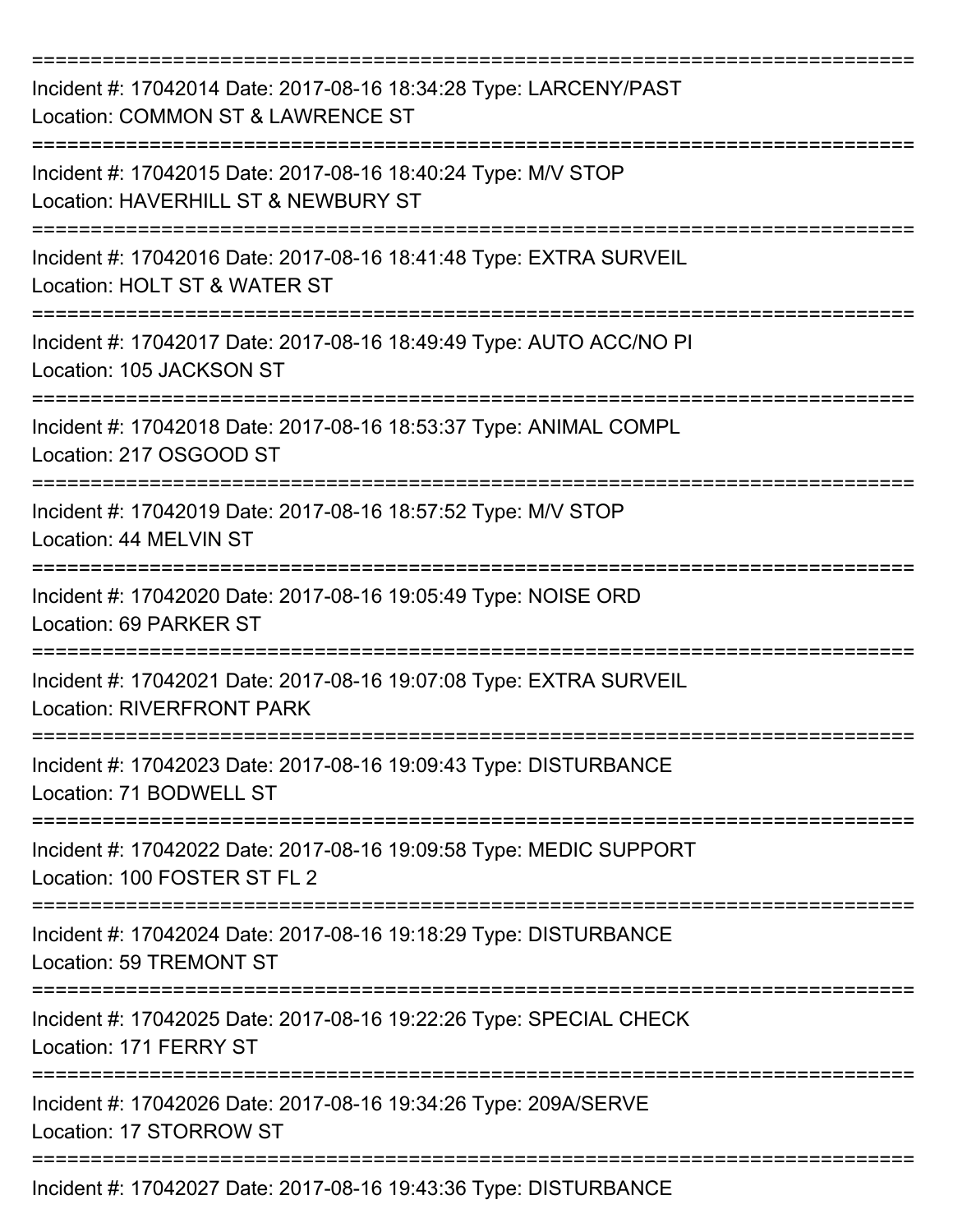===========================================================================

Incident #: 17042014 Date: 2017-08-16 18:34:28 Type: LARCENY/PAST
Location: COMMON ST & LAWRENCE ST

===========================================================================

Incident #: 17042015 Date: 2017-08-16 18:40:24 Type: M/V STOP
Location: HAVERHILL ST & NEWBURY ST

===========================================================================

Incident #: 17042016 Date: 2017-08-16 18:41:48 Type: EXTRA SURVEIL
Location: HOLT ST & WATER ST

===========================================================================

Incident #: 17042017 Date: 2017-08-16 18:49:49 Type: AUTO ACC/NO PI
Location: 105 JACKSON ST

===========================================================================

Incident #: 17042018 Date: 2017-08-16 18:53:37 Type: ANIMAL COMPL
Location: 217 OSGOOD ST

===========================================================================

Incident #: 17042019 Date: 2017-08-16 18:57:52 Type: M/V STOP
Location: 44 MELVIN ST

===========================================================================

Incident #: 17042020 Date: 2017-08-16 19:05:49 Type: NOISE ORD
Location: 69 PARKER ST

===========================================================================

Incident #: 17042021 Date: 2017-08-16 19:07:08 Type: EXTRA SURVEIL
Location: RIVERFRONT PARK

===========================================================================

Incident #: 17042023 Date: 2017-08-16 19:09:43 Type: DISTURBANCE
Location: 71 BODWELL ST

===========================================================================

Incident #: 17042022 Date: 2017-08-16 19:09:58 Type: MEDIC SUPPORT
Location: 100 FOSTER ST FL 2

===========================================================================

Incident #: 17042024 Date: 2017-08-16 19:18:29 Type: DISTURBANCE
Location: 59 TREMONT ST

===========================================================================

Incident #: 17042025 Date: 2017-08-16 19:22:26 Type: SPECIAL CHECK
Location: 171 FERRY ST

===========================================================================

Incident #: 17042026 Date: 2017-08-16 19:34:26 Type: 209A/SERVE
Location: 17 STORROW ST

===========================================================================

Incident #: 17042027 Date: 2017-08-16 19:43:36 Type: DISTURBANCE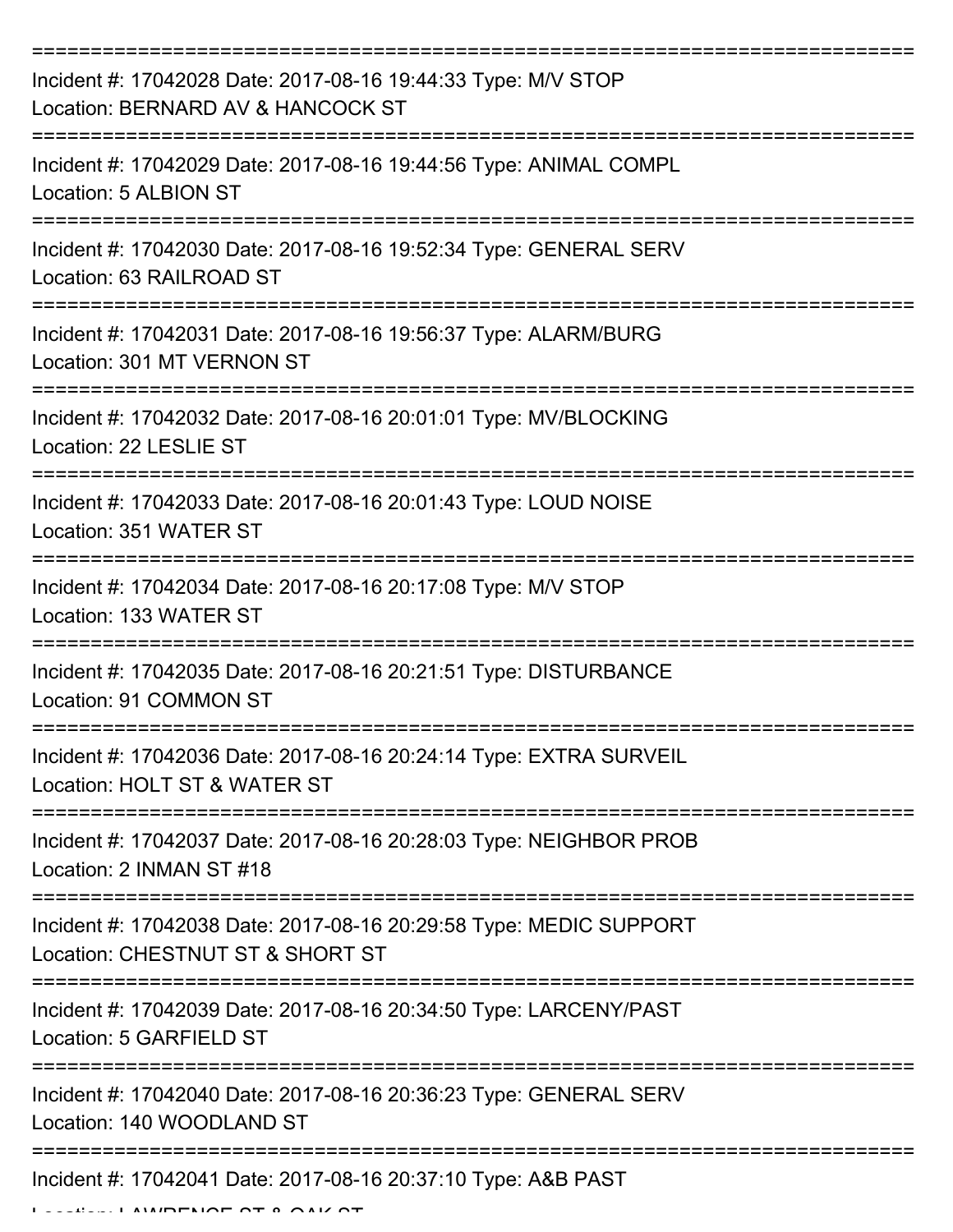===========================================================================

Incident #: 17042028 Date: 2017-08-16 19:44:33 Type: M/V STOP
Location: BERNARD AV & HANCOCK ST

===========================================================================

Incident #: 17042029 Date: 2017-08-16 19:44:56 Type: ANIMAL COMPL
Location: 5 ALBION ST

===========================================================================

Incident #: 17042030 Date: 2017-08-16 19:52:34 Type: GENERAL SERV
Location: 63 RAILROAD ST

===========================================================================

Incident #: 17042031 Date: 2017-08-16 19:56:37 Type: ALARM/BURG
Location: 301 MT VERNON ST

===========================================================================

Incident #: 17042032 Date: 2017-08-16 20:01:01 Type: MV/BLOCKING
Location: 22 LESLIE ST

===========================================================================

Incident #: 17042033 Date: 2017-08-16 20:01:43 Type: LOUD NOISE
Location: 351 WATER ST

===========================================================================

Incident #: 17042034 Date: 2017-08-16 20:17:08 Type: M/V STOP
Location: 133 WATER ST

===========================================================================

Incident #: 17042035 Date: 2017-08-16 20:21:51 Type: DISTURBANCE
Location: 91 COMMON ST

===========================================================================

Incident #: 17042036 Date: 2017-08-16 20:24:14 Type: EXTRA SURVEIL
Location: HOLT ST & WATER ST

===========================================================================

Incident #: 17042037 Date: 2017-08-16 20:28:03 Type: NEIGHBOR PROB
Location: 2 INMAN ST #18

===========================================================================

Incident #: 17042038 Date: 2017-08-16 20:29:58 Type: MEDIC SUPPORT
Location: CHESTNUT ST & SHORT ST

===========================================================================

Incident #: 17042039 Date: 2017-08-16 20:34:50 Type: LARCENY/PAST
Location: 5 GARFIELD ST

===========================================================================

Incident #: 17042040 Date: 2017-08-16 20:36:23 Type: GENERAL SERV
Location: 140 WOODLAND ST

===========================================================================

Incident #: 17042041 Date: 2017-08-16 20:37:10 Type: A&B PAST
Location: LAWRENCE ST & OAK ST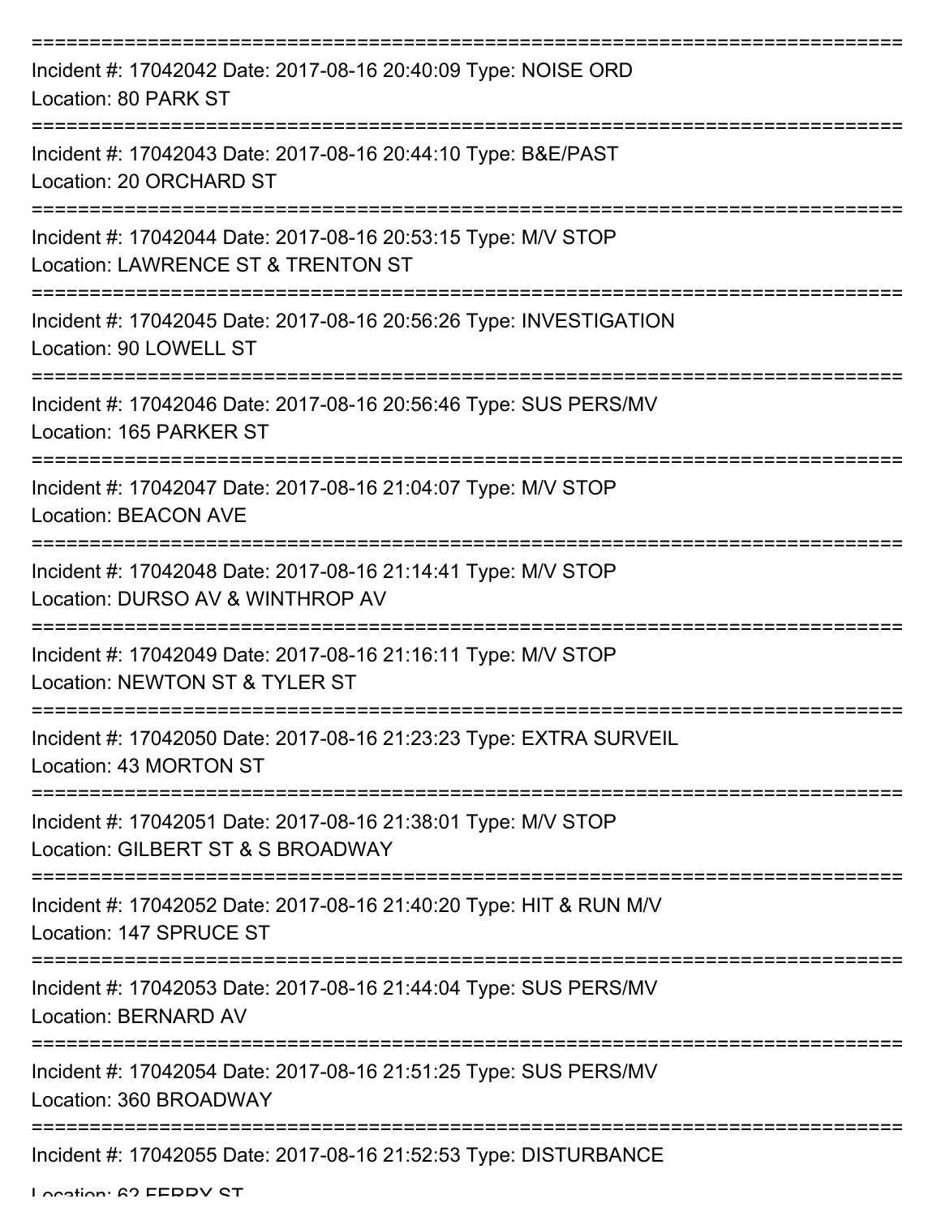===========================================================================
Incident #: 17042042 Date: 2017-08-16 20:40:09 Type: NOISE ORD
Location: 80 PARK ST
===========================================================================
Incident #: 17042043 Date: 2017-08-16 20:44:10 Type: B&E/PAST
Location: 20 ORCHARD ST
===========================================================================
Incident #: 17042044 Date: 2017-08-16 20:53:15 Type: M/V STOP
Location: LAWRENCE ST & TRENTON ST
===========================================================================
Incident #: 17042045 Date: 2017-08-16 20:56:26 Type: INVESTIGATION
Location: 90 LOWELL ST
===========================================================================
Incident #: 17042046 Date: 2017-08-16 20:56:46 Type: SUS PERS/MV
Location: 165 PARKER ST
===========================================================================
Incident #: 17042047 Date: 2017-08-16 21:04:07 Type: M/V STOP
Location: BEACON AVE
===========================================================================
Incident #: 17042048 Date: 2017-08-16 21:14:41 Type: M/V STOP
Location: DURSO AV & WINTHROP AV
===========================================================================
Incident #: 17042049 Date: 2017-08-16 21:16:11 Type: M/V STOP
Location: NEWTON ST & TYLER ST
===========================================================================
Incident #: 17042050 Date: 2017-08-16 21:23:23 Type: EXTRA SURVEIL
Location: 43 MORTON ST
===========================================================================
Incident #: 17042051 Date: 2017-08-16 21:38:01 Type: M/V STOP
Location: GILBERT ST & S BROADWAY
===========================================================================
Incident #: 17042052 Date: 2017-08-16 21:40:20 Type: HIT & RUN M/V
Location: 147 SPRUCE ST
===========================================================================
Incident #: 17042053 Date: 2017-08-16 21:44:04 Type: SUS PERS/MV
Location: BERNARD AV
===========================================================================
Incident #: 17042054 Date: 2017-08-16 21:51:25 Type: SUS PERS/MV
Location: 360 BROADWAY
===========================================================================
Incident #: 17042055 Date: 2017-08-16 21:52:53 Type: DISTURBANCE
Location: 62 FERRY ST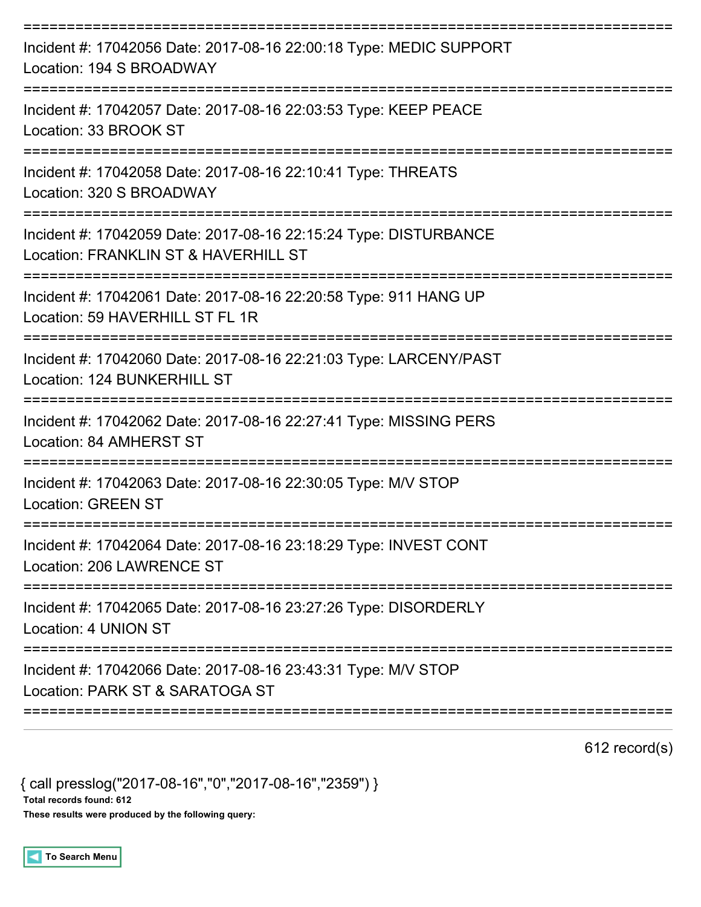Incident #: 17042056 Date: 2017-08-16 22:00:18 Type: MEDIC SUPPORT
Location: 194 S BROADWAY

Incident #: 17042057 Date: 2017-08-16 22:03:53 Type: KEEP PEACE
Location: 33 BROOK ST

Incident #: 17042058 Date: 2017-08-16 22:10:41 Type: THREATS
Location: 320 S BROADWAY

Incident #: 17042059 Date: 2017-08-16 22:15:24 Type: DISTURBANCE
Location: FRANKLIN ST & HAVERHILL ST

Incident #: 17042061 Date: 2017-08-16 22:20:58 Type: 911 HANG UP
Location: 59 HAVERHILL ST FL 1R

Incident #: 17042060 Date: 2017-08-16 22:21:03 Type: LARCENY/PAST
Location: 124 BUNKERHILL ST

Incident #: 17042062 Date: 2017-08-16 22:27:41 Type: MISSING PERS
Location: 84 AMHERST ST

Incident #: 17042063 Date: 2017-08-16 22:30:05 Type: M/V STOP
Location: GREEN ST

Incident #: 17042064 Date: 2017-08-16 23:18:29 Type: INVEST CONT
Location: 206 LAWRENCE ST

Incident #: 17042065 Date: 2017-08-16 23:27:26 Type: DISORDERLY
Location: 4 UNION ST

Incident #: 17042066 Date: 2017-08-16 23:43:31 Type: M/V STOP
Location: PARK ST & SARATOGA ST

612 record(s)

{ call presslog("2017-08-16","0","2017-08-16","2359") }

**Total records found: 612**

**These results were produced by the following query:**

To Search Menu